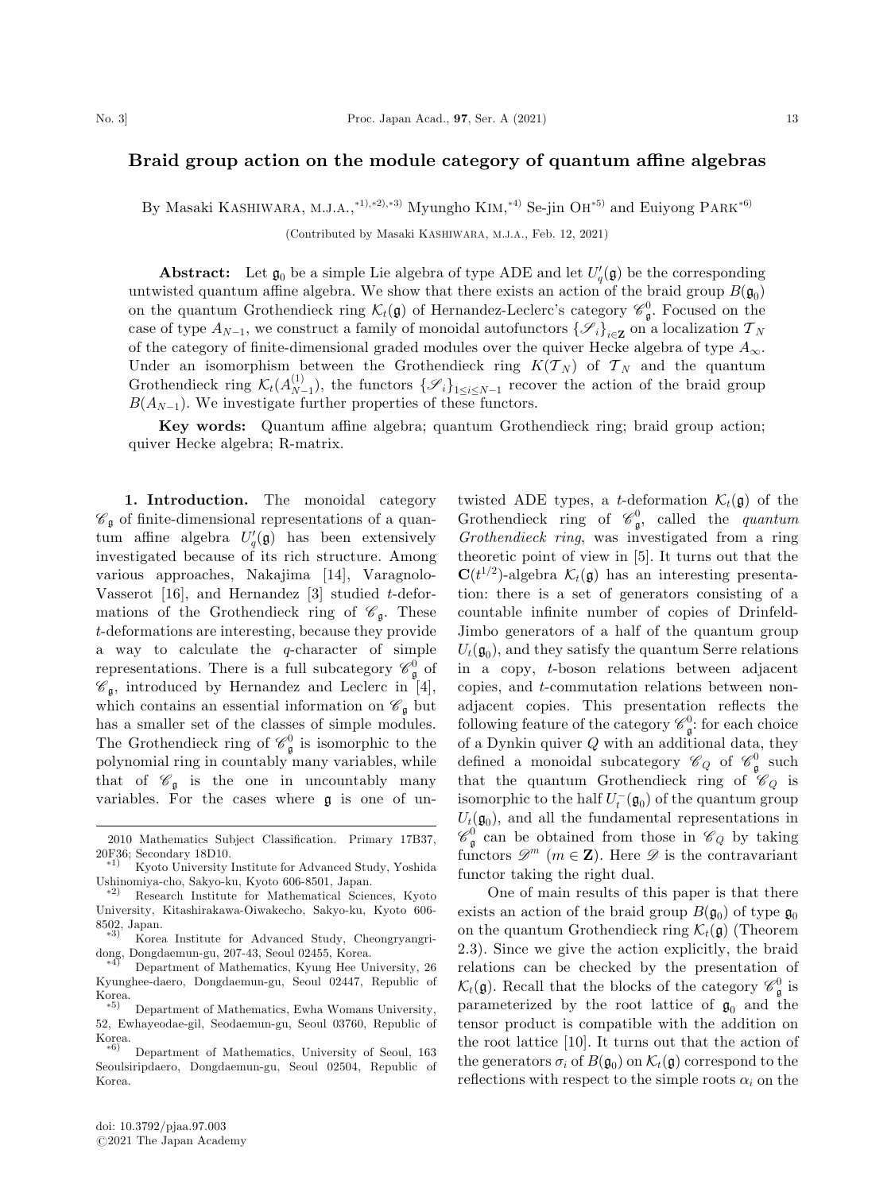# Braid group action on the module category of quantum affine algebras

By Masaki KASHIWARA, M.J.A.,[*1),*2),*3)] Myungho KIM,[*4)] Se-jin OH[*5)] and Euiyong PARK[*6)]

(Contributed by Masaki KASHIWARA, M.J.A., Feb. 12, 2021)

**Abstract:** Let $\mathfrak{g}_0$ be a simple Lie algebra of type ADE and let $U_q'(\mathfrak{g})$ be the corresponding untwisted quantum affine algebra. We show that there exists an action of the braid group $B(\mathfrak{g}_0)$ on the quantum Grothendieck ring $\mathcal{K}_t(\mathfrak{g})$ of Hernandez-Leclerc's category $\mathscr{C}_{\mathfrak{g}}^0$. Focused on the case of type $A_{N-1}$, we construct a family of monoidal autofunctors $\{\mathscr{S}_i\}_{i\in\mathbf{Z}}$ on a localization $\mathcal{T}_N$ of the category of finite-dimensional graded modules over the quiver Hecke algebra of type $A_\infty$. Under an isomorphism between the Grothendieck ring $K(\mathcal{T}_N)$ of $\mathcal{T}_N$ and the quantum Grothendieck ring $\mathcal{K}_t(A_{N-1}^{(1)})$, the functors $\{\mathscr{S}_i\}_{1\le i\le N-1}$ recover the action of the braid group $B(A_{N-1})$. We investigate further properties of these functors.

**Key words:** Quantum affine algebra; quantum Grothendieck ring; braid group action; quiver Hecke algebra; R-matrix.

**1. Introduction.** The monoidal category $\mathscr{C}_{\mathfrak{g}}$ of finite-dimensional representations of a quantum affine algebra $U_q'(\mathfrak{g})$ has been extensively investigated because of its rich structure. Among various approaches, Nakajima [14], Varagnolo-Vasserot [16], and Hernandez [3] studied $t$-deformations of the Grothendieck ring of $\mathscr{C}_{\mathfrak{g}}$. These $t$-deformations are interesting, because they provide a way to calculate the $q$-character of simple representations. There is a full subcategory $\mathscr{C}_{\mathfrak{g}}^0$ of $\mathscr{C}_{\mathfrak{g}}$, introduced by Hernandez and Leclerc in [4], which contains an essential information on $\mathscr{C}_{\mathfrak{g}}$ but has a smaller set of the classes of simple modules. The Grothendieck ring of $\mathscr{C}_{\mathfrak{g}}^0$ is isomorphic to the polynomial ring in countably many variables, while that of $\mathscr{C}_{\mathfrak{g}}$ is the one in uncountably many variables. For the cases where $\mathfrak{g}$ is one of untwisted ADE types, a $t$-deformation $\mathcal{K}_t(\mathfrak{g})$ of the Grothendieck ring of $\mathscr{C}_{\mathfrak{g}}^0$, called the *quantum Grothendieck ring*, was investigated from a ring theoretic point of view in [5]. It turns out that the $\mathbf{C}(t^{1/2})$-algebra $\mathcal{K}_t(\mathfrak{g})$ has an interesting presentation: there is a set of generators consisting of a countable infinite number of copies of Drinfeld-Jimbo generators of a half of the quantum group $U_t(\mathfrak{g}_0)$, and they satisfy the quantum Serre relations in a copy, $t$-boson relations between adjacent copies, and $t$-commutation relations between non-adjacent copies. This presentation reflects the following feature of the category $\mathscr{C}_{\mathfrak{g}}^0$: for each choice of a Dynkin quiver $Q$ with an additional data, they defined a monoidal subcategory $\mathscr{C}_Q$ of $\mathscr{C}_{\mathfrak{g}}^0$ such that the quantum Grothendieck ring of $\mathscr{C}_Q$ is isomorphic to the half $U_t^-(\mathfrak{g}_0)$ of the quantum group $U_t(\mathfrak{g}_0)$, and all the fundamental representations in $\mathscr{C}_{\mathfrak{g}}^0$ can be obtained from those in $\mathscr{C}_Q$ by taking functors $\mathscr{D}^m$ ($m\in\mathbf{Z}$). Here $\mathscr{D}$ is the contravariant functor taking the right dual.

One of main results of this paper is that there exists an action of the braid group $B(\mathfrak{g}_0)$ of type $\mathfrak{g}_0$ on the quantum Grothendieck ring $\mathcal{K}_t(\mathfrak{g})$ (Theorem 2.3). Since we give the action explicitly, the braid relations can be checked by the presentation of $\mathcal{K}_t(\mathfrak{g})$. Recall that the blocks of the category $\mathscr{C}_{\mathfrak{g}}^0$ is parameterized by the root lattice of $\mathfrak{g}_0$ and the tensor product is compatible with the addition on the root lattice [10]. It turns out that the action of the generators $\sigma_i$ of $B(\mathfrak{g}_0)$ on $\mathcal{K}_t(\mathfrak{g})$ correspond to the reflections with respect to the simple roots $\alpha_i$ on the

---

2010 Mathematics Subject Classification. Primary 17B37, 20F36; Secondary 18D10.

*1) Kyoto University Institute for Advanced Study, Yoshida Ushinomiya-cho, Sakyo-ku, Kyoto 606-8501, Japan.

*2) Research Institute for Mathematical Sciences, Kyoto University, Kitashirakawa-Oiwakecho, Sakyo-ku, Kyoto 606-8502, Japan.

*3) Korea Institute for Advanced Study, Cheongryangri-dong, Dongdaemun-gu, 207-43, Seoul 02455, Korea.

*4) Department of Mathematics, Kyung Hee University, 26 Kyunghee-daero, Dongdaemun-gu, Seoul 02447, Republic of Korea.

*5) Department of Mathematics, Ewha Womans University, 52, Ewhayeodae-gil, Seodaemun-gu, Seoul 03760, Republic of Korea.

*6) Department of Mathematics, University of Seoul, 163 Seoulsiripdaero, Dongdaemun-gu, Seoul 02504, Republic of Korea.

doi: 10.3792/pjaa.97.003
©2021 The Japan Academy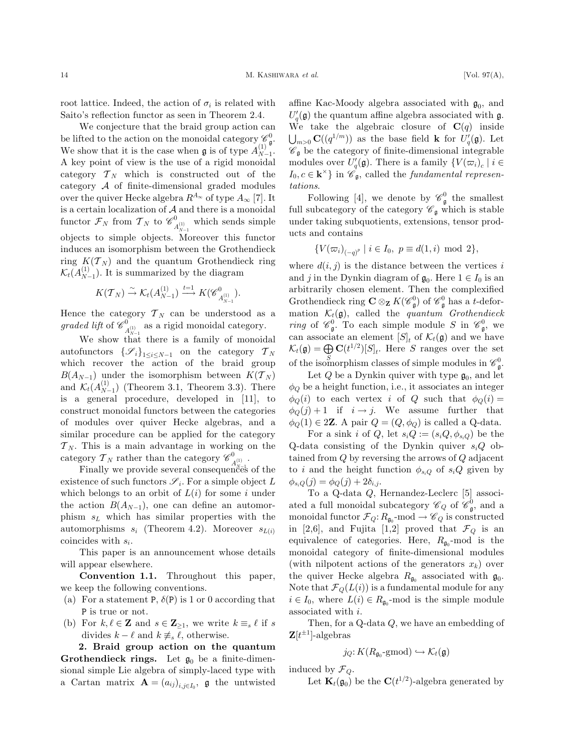root lattice. Indeed, the action of $\sigma_i$ is related with Saito's reflection functor as seen in Theorem 2.4.

We conjecture that the braid group action can be lifted to the action on the monoidal category $\mathscr{C}^0_{\mathfrak{g}}$. We show that it is the case when $\mathfrak{g}$ is of type $A^{(1)}_{N-1}$. A key point of view is the use of a rigid monoidal category $\mathcal{T}_N$ which is constructed out of the category $\mathcal{A}$ of finite-dimensional graded modules over the quiver Hecke algebra $R^{A_\infty}$ of type $A_\infty$ [7]. It is a certain localization of $\mathcal{A}$ and there is a monoidal functor $\mathcal{F}_N$ from $\mathcal{T}_N$ to $\mathscr{C}^0_{A^{(1)}_{N-1}}$ which sends simple objects to simple objects. Moreover this functor induces an isomorphism between the Grothendieck ring $K(\mathcal{T}_N)$ and the quantum Grothendieck ring $\mathcal{K}_t(A^{(1)}_{N-1})$. It is summarized by the diagram

$$K(\mathcal{T}_N) \xrightarrow{\sim} \mathcal{K}_t(A^{(1)}_{N-1}) \xrightarrow{t=1} K(\mathscr{C}^0_{A^{(1)}_{N-1}}).$$

Hence the category $\mathcal{T}_N$ can be understood as a *graded lift* of $\mathscr{C}^0_{A^{(1)}_{N-1}}$ as a rigid monoidal category.

We show that there is a family of monoidal autofunctors $\{\mathscr{S}_i\}_{1\le i\le N-1}$ on the category $\mathcal{T}_N$ which recover the action of the braid group $B(A_{N-1})$ under the isomorphism between $K(\mathcal{T}_N)$ and $\mathcal{K}_t(A^{(1)}_{N-1})$ (Theorem 3.1, Theorem 3.3). There is a general procedure, developed in [11], to construct monoidal functors between the categories of modules over quiver Hecke algebras, and a similar procedure can be applied for the category $\mathcal{T}_N$. This is a main advantage in working on the category $\mathcal{T}_N$ rather than the category $\mathscr{C}^0_{A^{(1)}_{N-1}}$.

Finally we provide several consequences of the existence of such functors $\mathscr{S}_i$. For a simple object $L$ which belongs to an orbit of $L(i)$ for some $i$ under the action $B(A_{N-1})$, one can define an automorphism $s_L$ which has similar properties with the automorphisms $s_i$ (Theorem 4.2). Moreover $s_{L(i)}$ coincides with $s_i$.

This paper is an announcement whose details will appear elsewhere.

**Convention 1.1.** Throughout this paper, we keep the following conventions.

(a) For a statement P, $\delta(\mathsf{P})$ is 1 or 0 according that P is true or not.

(b) For $k, \ell \in \mathbf{Z}$ and $s \in \mathbf{Z}_{\ge 1}$, we write $k \equiv_s \ell$ if $s$ divides $k-\ell$ and $k \not\equiv_s \ell$, otherwise.

## 2. Braid group action on the quantum Grothendieck rings.

Let $\mathfrak{g}_0$ be a finite-dimensional simple Lie algebra of simply-laced type with a Cartan matrix $\mathbf{A} = (a_{ij})_{i,j\in I_0}$, $\mathfrak{g}$ the untwisted affine Kac-Moody algebra associated with $\mathfrak{g}_0$, and $U_q'(\mathfrak{g})$ the quantum affine algebra associated with $\mathfrak{g}$. We take the algebraic closure of $\mathbf{C}(q)$ inside $\bigcup_{m>0} \mathbf{C}((q^{1/m}))$ as the base field $\mathbf{k}$ for $U_q'(\mathfrak{g})$. Let $\mathscr{C}_{\mathfrak{g}}$ be the category of finite-dimensional integrable modules over $U_q'(\mathfrak{g})$. There is a family $\{V(\varpi_i)_c \mid i \in I_0, c \in \mathbf{k}^\times\}$ in $\mathscr{C}_{\mathfrak{g}}$, called the *fundamental representations*.

Following [4], we denote by $\mathscr{C}^0_{\mathfrak{g}}$ the smallest full subcategory of the category $\mathscr{C}_{\mathfrak{g}}$ which is stable under taking subquotients, extensions, tensor products and contains

$$\{V(\varpi_i)_{(-q)^p} \mid i \in I_0,\ p \equiv d(1,i) \bmod 2\},$$

where $d(i,j)$ is the distance between the vertices $i$ and $j$ in the Dynkin diagram of $\mathfrak{g}_0$. Here $1 \in I_0$ is an arbitrarily chosen element. Then the complexified Grothendieck ring $\mathbf{C} \otimes_{\mathbf{Z}} K(\mathscr{C}^0_{\mathfrak{g}})$ of $\mathscr{C}^0_{\mathfrak{g}}$ has a $t$-deformation $\mathcal{K}_t(\mathfrak{g})$, called the *quantum Grothendieck ring* of $\mathscr{C}^0_{\mathfrak{g}}$. To each simple module $S$ in $\mathscr{C}^0_{\mathfrak{g}}$, we can associate an element $[S]_t$ of $\mathcal{K}_t(\mathfrak{g})$ and we have $\mathcal{K}_t(\mathfrak{g}) = \bigoplus_S \mathbf{C}(t^{1/2})[S]_t$. Here $S$ ranges over the set of the isomorphism classes of simple modules in $\mathscr{C}^0_{\mathfrak{g}}$.

Let $Q$ be a Dynkin quiver with type $\mathfrak{g}_0$, and let $\phi_Q$ be a height function, i.e., it associates an integer $\phi_Q(i)$ to each vertex $i$ of $Q$ such that $\phi_Q(i) = \phi_Q(j)+1$ if $i \to j$. We assume further that $\phi_Q(1) \in 2\mathbf{Z}$. A pair $Q = (Q, \phi_Q)$ is called a Q-data.

For a sink $i$ of $Q$, let $s_iQ := (s_iQ, \phi_{s_iQ})$ be the Q-data consisting of the Dynkin quiver $s_iQ$ obtained from $Q$ by reversing the arrows of $Q$ adjacent to $i$ and the height function $\phi_{s_iQ}$ of $s_iQ$ given by $\phi_{s_iQ}(j) = \phi_Q(j) + 2\delta_{i,j}$.

To a Q-data $Q$, Hernandez-Leclerc [5] associated a full monoidal subcategory $\mathscr{C}_Q$ of $\mathscr{C}^0_{\mathfrak{g}}$, and a monoidal functor $\mathcal{F}_Q\colon R_{\mathfrak{g}_0}\text{-mod} \to \mathscr{C}_Q$ is constructed in [2,6], and Fujita [1,2] proved that $\mathcal{F}_Q$ is an equivalence of categories. Here, $R_{\mathfrak{g}_0}$-mod is the monoidal category of finite-dimensional modules (with nilpotent actions of the generators $x_k$) over the quiver Hecke algebra $R_{\mathfrak{g}_0}$ associated with $\mathfrak{g}_0$. Note that $\mathcal{F}_Q(L(i))$ is a fundamental module for any $i \in I_0$, where $L(i) \in R_{\mathfrak{g}_0}$-mod is the simple module associated with $i$.

Then, for a Q-data $Q$, we have an embedding of $\mathbf{Z}[t^{\pm 1}]$-algebras

$$j_Q\colon K(R_{\mathfrak{g}_0}\text{-gmod}) \hookrightarrow \mathcal{K}_t(\mathfrak{g})$$

induced by $\mathcal{F}_Q$.

Let $\mathbf{K}_t(\mathfrak{g}_0)$ be the $\mathbf{C}(t^{1/2})$-algebra generated by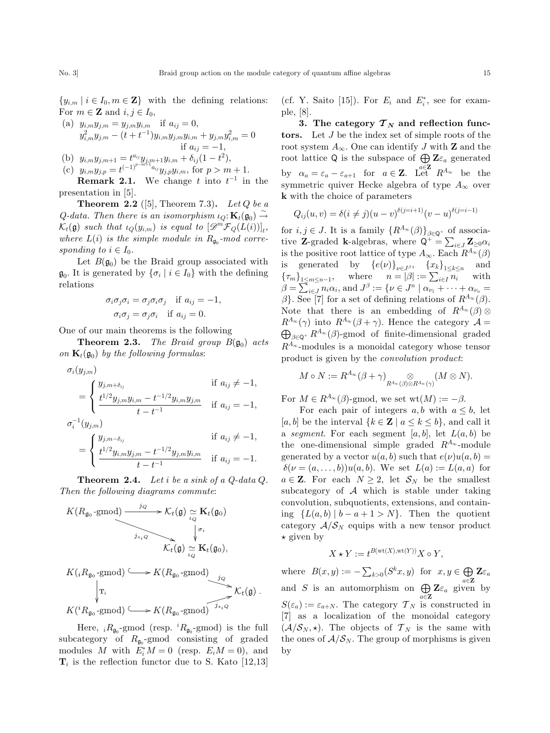$\{y_{i,m} \mid i \in I_0, m \in \mathbf{Z}\}$ with the defining relations: For $m \in \mathbf{Z}$ and $i, j \in I_0$,

(a) $y_{i,m}y_{j,m} = y_{j,m}y_{i,m}$ if $a_{ij} = 0$,
$y_{i,m}^2 y_{j,m} - (t + t^{-1})y_{i,m}y_{j,m}y_{i,m} + y_{j,m}y_{i,m}^2 = 0$ if $a_{ij} = -1$,

(b) $y_{i,m}y_{j,m+1} = t^{a_{ij}}y_{j,m+1}y_{i,m} + \delta_{ij}(1 - t^2)$,

(c) $y_{i,m}y_{j,p} = t^{(-1)^{p-m+1}a_{ij}}y_{j,p}y_{i,m}$, for $p > m+1$.

**Remark 2.1.** We change $t$ into $t^{-1}$ in the presentation in [5].

**Theorem 2.2** ([5], Theorem 7.3)**.** *Let $Q$ be a $Q$-data. Then there is an isomorphism $\iota_Q\colon \mathbf{K}_t(\mathfrak{g}_0) \xrightarrow{\sim} \mathcal{K}_t(\mathfrak{g})$ such that $\iota_Q(y_{i,m})$ is equal to $[\mathscr{D}^m\mathcal{F}_Q(L(i))]_t$, where $L(i)$ is the simple module in $R_{\mathfrak{g}_0}$-mod corresponding to $i \in I_0$.*

Let $B(\mathfrak{g}_0)$ be the Braid group associated with $\mathfrak{g}_0$. It is generated by $\{\sigma_i \mid i \in I_0\}$ with the defining relations

$$\sigma_i\sigma_j\sigma_i = \sigma_j\sigma_i\sigma_j \quad \text{if } a_{ij} = -1,$$
$$\sigma_i\sigma_j = \sigma_j\sigma_i \quad \text{if } a_{ij} = 0.$$

One of our main theorems is the following

**Theorem 2.3.** *The Braid group $B(\mathfrak{g}_0)$ acts on $\mathbf{K}_t(\mathfrak{g}_0)$ by the following formulas:*

$$\sigma_i(y_{j,m}) = \begin{cases} y_{j,m+\delta_{ij}} & \text{if } a_{ij} \neq -1, \\ \dfrac{t^{1/2}y_{j,m}y_{i,m} - t^{-1/2}y_{i,m}y_{j,m}}{t - t^{-1}} & \text{if } a_{ij} = -1, \end{cases}$$

$$\sigma_i^{-1}(y_{j,m}) = \begin{cases} y_{j,m-\delta_{ij}} & \text{if } a_{ij} \neq -1, \\ \dfrac{t^{1/2}y_{i,m}y_{j,m} - t^{-1/2}y_{j,m}y_{i,m}}{t - t^{-1}} & \text{if } a_{ij} = -1. \end{cases}$$

**Theorem 2.4.** *Let $i$ be a sink of a $Q$-data $Q$. Then the following diagrams commute:*

$$\begin{array}{ccc} K(R_{\mathfrak{g}_0}\text{-gmod}) & \xrightarrow{j_Q} & \mathcal{K}_t(\mathfrak{g}) \underset{\iota_Q}{\simeq} \mathbf{K}_t(\mathfrak{g}_0) \\ & \searrow^{j_{s_iQ}} & \downarrow \sigma_i \\ & & \mathcal{K}_t(\mathfrak{g}) \underset{\iota_Q}{\simeq} \mathbf{K}_t(\mathfrak{g}_0), \end{array}$$

$$\begin{array}{ccccc} K({}_iR_{\mathfrak{g}_0}\text{-gmod}) & \hookrightarrow & K(R_{\mathfrak{g}_0}\text{-gmod}) & \xrightarrow{j_Q} & \\ \downarrow \mathbf{T}_i & & & & \mathcal{K}_t(\mathfrak{g}) . \\ K({}^iR_{\mathfrak{g}_0}\text{-gmod}) & \hookrightarrow & K(R_{\mathfrak{g}_0}\text{-gmod}) & \xrightarrow{j_{s_iQ}} & \end{array}$$

Here, ${}_iR_{\mathfrak{g}_0}$-gmod (resp. ${}^iR_{\mathfrak{g}_0}$-gmod) is the full subcategory of $R_{\mathfrak{g}_0}$-gmod consisting of graded modules $M$ with $E_i^*M = 0$ (resp. $E_iM = 0$), and $\mathbf{T}_i$ is the reflection functor due to S. Kato [12,13] (cf. Y. Saito [15]). For $E_i$ and $E_i^*$, see for example, [8].

**3. The category $\mathcal{T}_N$ and reflection functors.** Let $J$ be the index set of simple roots of the root system $A_\infty$. One can identify $J$ with $\mathbf{Z}$ and the root lattice $\mathsf{Q}$ is the subspace of $\bigoplus_{a\in\mathbf{Z}} \mathbf{Z}\varepsilon_a$ generated by $\alpha_a = \varepsilon_a - \varepsilon_{a+1}$ for $a \in \mathbf{Z}$. Let $R^{A_\infty}$ be the symmetric quiver Hecke algebra of type $A_\infty$ over $\mathbf{k}$ with the choice of parameters

$$Q_{ij}(u, v) = \delta(i \neq j)(u - v)^{\delta(j=i+1)}(v - u)^{\delta(j=i-1)}$$

for $i, j \in J$. It is a family $\{R^{A_\infty}(\beta)\}_{\beta\in\mathsf{Q}^+}$ of associative $\mathbf{Z}$-graded $\mathbf{k}$-algebras, where $\mathsf{Q}^+ = \sum_{i\in J}\mathbf{Z}_{\geq 0}\alpha_i$ is the positive root lattice of type $A_\infty$. Each $R^{A_\infty}(\beta)$ is generated by $\{e(\nu)\}_{\nu\in J^\beta}$, $\{x_k\}_{1\leq k\leq n}$ and $\{\tau_m\}_{1\leq m\leq n-1}$, where $n = |\beta| := \sum_{i\in I} n_i$ with $\beta = \sum_{i\in J} n_i\alpha_i$, and $J^\beta := \{\nu \in J^n \mid \alpha_{\nu_1} + \cdots + \alpha_{\nu_n} = \beta\}$. See [7] for a set of defining relations of $R^{A_\infty}(\beta)$. Note that there is an embedding of $R^{A_\infty}(\beta) \otimes R^{A_\infty}(\gamma)$ into $R^{A_\infty}(\beta + \gamma)$. Hence the category $\mathcal{A} = \bigoplus_{\beta\in\mathsf{Q}^+} R^{A_\infty}(\beta)$-gmod of finite-dimensional graded $R^{A_\infty}$-modules is a monoidal category whose tensor product is given by the *convolution product*:

$$M \circ N := R^{A_\infty}(\beta + \gamma) \underset{R^{A_\infty}(\beta)\otimes R^{A_\infty}(\gamma)}{\otimes} (M \otimes N).$$

For $M \in R^{A_\infty}(\beta)$-gmod, we set $\mathrm{wt}(M) := -\beta$.

For each pair of integers $a, b$ with $a \leq b$, let $[a, b]$ be the interval $\{k \in \mathbf{Z} \mid a \leq k \leq b\}$, and call it a *segment*. For each segment $[a, b]$, let $L(a, b)$ be the one-dimensional simple graded $R^{A_\infty}$-module generated by a vector $u(a, b)$ such that $e(\nu)u(a, b) = \delta(\nu = (a, \ldots, b))u(a, b)$. We set $L(a) := L(a, a)$ for $a \in \mathbf{Z}$. For each $N \geq 2$, let $\mathcal{S}_N$ be the smallest subcategory of $\mathcal{A}$ which is stable under taking convolution, subquotients, extensions, and containing $\{L(a, b) \mid b - a + 1 > N\}$. Then the quotient category $\mathcal{A}/\mathcal{S}_N$ equips with a new tensor product $\star$ given by

$$X \star Y := t^{B(\mathrm{wt}(X), \mathrm{wt}(Y))} X \circ Y,$$

where $B(x, y) := -\sum_{k>0}(S^k x, y)$ for $x, y \in \bigoplus_{a\in\mathbf{Z}} \mathbf{Z}\varepsilon_a$ and $S$ is an automorphism on $\bigoplus_{a\in\mathbf{Z}} \mathbf{Z}\varepsilon_a$ given by $S(\varepsilon_a) := \varepsilon_{a+N}$. The category $\mathcal{T}_N$ is constructed in [7] as a localization of the monoidal category $(\mathcal{A}/\mathcal{S}_N, \star)$. The objects of $\mathcal{T}_N$ is the same with the ones of $\mathcal{A}/\mathcal{S}_N$. The group of morphisms is given by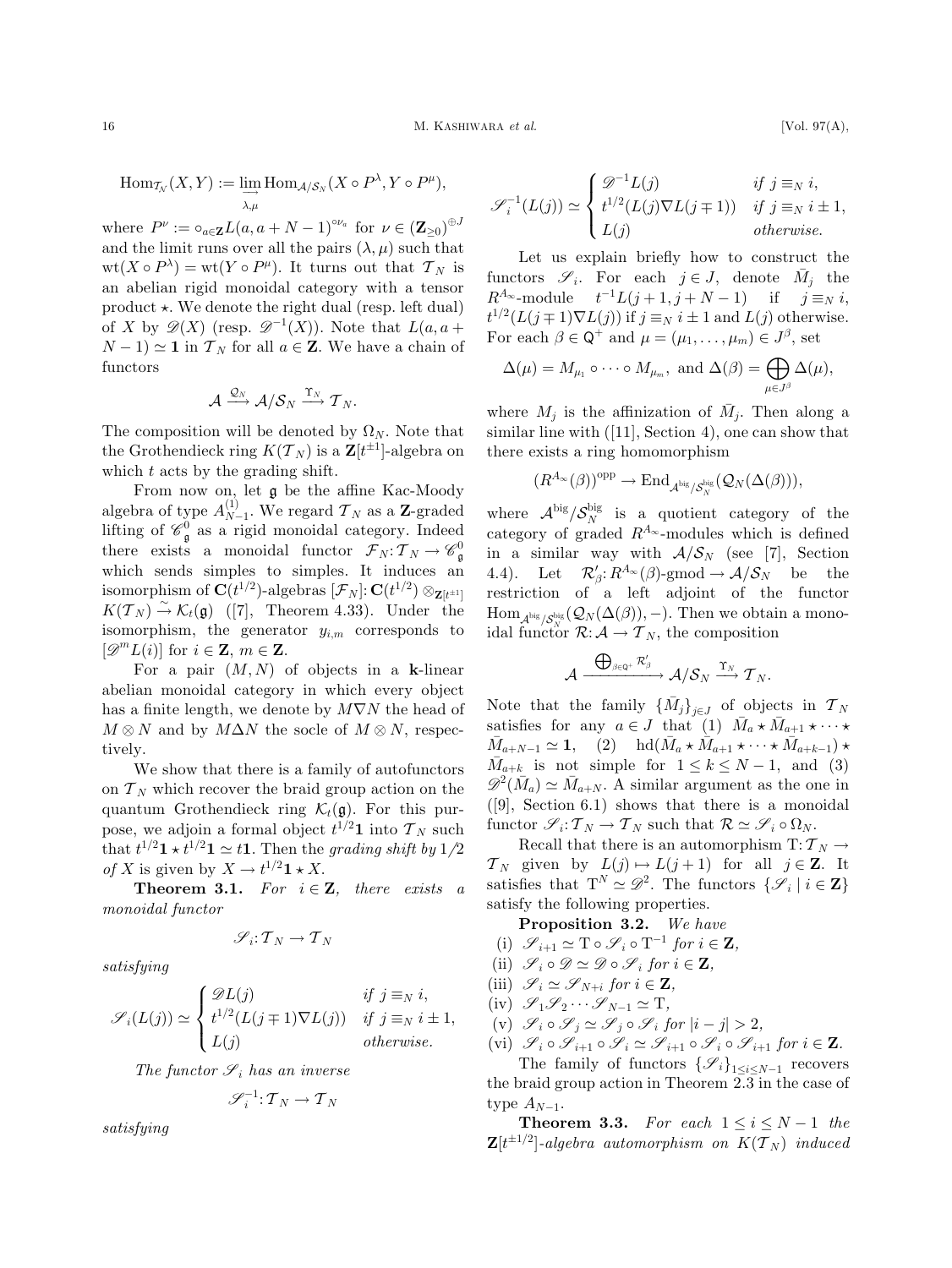$$\mathrm{Hom}_{\mathcal{T}_N}(X,Y) := \varinjlim_{\lambda,\mu} \mathrm{Hom}_{\mathcal{A}/\mathcal{S}_N}(X \circ P^\lambda, Y \circ P^\mu),$$

where $P^\nu := \circ_{a\in\mathbf{Z}} L(a, a+N-1)^{\circ\nu_a}$ for $\nu \in (\mathbf{Z}_{\ge 0})^{\oplus J}$ and the limit runs over all the pairs $(\lambda, \mu)$ such that $\mathrm{wt}(X \circ P^\lambda) = \mathrm{wt}(Y \circ P^\mu)$. It turns out that $\mathcal{T}_N$ is an abelian rigid monoidal category with a tensor product $\star$. We denote the right dual (resp. left dual) of $X$ by $\mathscr{D}(X)$ (resp. $\mathscr{D}^{-1}(X)$). Note that $L(a, a+N-1) \simeq \mathbf{1}$ in $\mathcal{T}_N$ for all $a \in \mathbf{Z}$. We have a chain of functors

$$\mathcal{A} \xrightarrow{\mathcal{Q}_N} \mathcal{A}/\mathcal{S}_N \xrightarrow{\Upsilon_N} \mathcal{T}_N.$$

The composition will be denoted by $\Omega_N$. Note that the Grothendieck ring $K(\mathcal{T}_N)$ is a $\mathbf{Z}[t^{\pm 1}]$-algebra on which $t$ acts by the grading shift.

From now on, let $\mathfrak{g}$ be the affine Kac-Moody algebra of type $A^{(1)}_{N-1}$. We regard $\mathcal{T}_N$ as a $\mathbf{Z}$-graded lifting of $\mathscr{C}^0_{\mathfrak{g}}$ as a rigid monoidal category. Indeed there exists a monoidal functor $\mathcal{F}_N : \mathcal{T}_N \to \mathscr{C}^0_{\mathfrak{g}}$ which sends simples to simples. It induces an isomorphism of $\mathbf{C}(t^{1/2})$-algebras $[\mathcal{F}_N] : \mathbf{C}(t^{1/2}) \otimes_{\mathbf{Z}[t^{\pm 1}]} K(\mathcal{T}_N) \xrightarrow{\sim} \mathcal{K}_t(\mathfrak{g})$ ([7], Theorem 4.33). Under the isomorphism, the generator $y_{i,m}$ corresponds to $[\mathscr{D}^m L(i)]$ for $i \in \mathbf{Z}$, $m \in \mathbf{Z}$.

For a pair $(M, N)$ of objects in a $\mathbf{k}$-linear abelian monoidal category in which every object has a finite length, we denote by $M \nabla N$ the head of $M \otimes N$ and by $M \Delta N$ the socle of $M \otimes N$, respectively.

We show that there is a family of autofunctors on $\mathcal{T}_N$ which recover the braid group action on the quantum Grothendieck ring $\mathcal{K}_t(\mathfrak{g})$. For this purpose, we adjoin a formal object $t^{1/2}\mathbf{1}$ into $\mathcal{T}_N$ such that $t^{1/2}\mathbf{1} \star t^{1/2}\mathbf{1} \simeq t\mathbf{1}$. Then the *grading shift by 1/2 of X* is given by $X \to t^{1/2}\mathbf{1} \star X$.

**Theorem 3.1.** *For $i \in \mathbf{Z}$, there exists a monoidal functor*

$$\mathscr{S}_i : \mathcal{T}_N \to \mathcal{T}_N$$

*satisfying*

$$\mathscr{S}_i(L(j)) \simeq \begin{cases} \mathscr{D}L(j) & \text{if } j \equiv_N i, \\ t^{1/2}(L(j \mp 1) \nabla L(j)) & \text{if } j \equiv_N i \pm 1, \\ L(j) & \text{otherwise.} \end{cases}$$

*The functor $\mathscr{S}_i$ has an inverse*

$$\mathscr{S}_i^{-1} : \mathcal{T}_N \to \mathcal{T}_N$$

*satisfying*

$$\mathscr{S}_i^{-1}(L(j)) \simeq \begin{cases} \mathscr{D}^{-1}L(j) & \text{if } j \equiv_N i, \\ t^{1/2}(L(j) \nabla L(j \mp 1)) & \text{if } j \equiv_N i \pm 1, \\ L(j) & \text{otherwise.} \end{cases}$$

Let us explain briefly how to construct the functors $\mathscr{S}_i$. For each $j \in J$, denote $\bar{M}_j$ the $R^{A_\infty}$-module $t^{-1}L(j+1, j+N-1)$ if $j \equiv_N i$, $t^{1/2}(L(j \mp 1) \nabla L(j))$ if $j \equiv_N i \pm 1$ and $L(j)$ otherwise. For each $\beta \in \mathsf{Q}^+$ and $\mu = (\mu_1, \ldots, \mu_m) \in J^\beta$, set

$$\Delta(\mu) = M_{\mu_1} \circ \cdots \circ M_{\mu_m}, \text{ and } \Delta(\beta) = \bigoplus_{\mu \in J^\beta} \Delta(\mu),$$

where $M_j$ is the affinization of $\bar{M}_j$. Then along a similar line with ([11], Section 4), one can show that there exists a ring homomorphism

$$(R^{A_\infty}(\beta))^{\mathrm{opp}} \to \mathrm{End}_{\mathcal{A}^{\mathrm{big}}/\mathcal{S}_N^{\mathrm{big}}}(\mathcal{Q}_N(\Delta(\beta))),$$

where $\mathcal{A}^{\mathrm{big}}/\mathcal{S}_N^{\mathrm{big}}$ is a quotient category of the category of graded $R^{A_\infty}$-modules which is defined in a similar way with $\mathcal{A}/\mathcal{S}_N$ (see [7], Section 4.4). Let $\mathcal{R}'_\beta : R^{A_\infty}(\beta)\text{-gmod} \to \mathcal{A}/\mathcal{S}_N$ be the restriction of a left adjoint of the functor $\mathrm{Hom}_{\mathcal{A}^{\mathrm{big}}/\mathcal{S}_N^{\mathrm{big}}}(\mathcal{Q}_N(\Delta(\beta)), -)$. Then we obtain a monoidal functor $\mathcal{R} : \mathcal{A} \to \mathcal{T}_N$, the composition

$$\mathcal{A} \xrightarrow{\bigoplus_{\beta \in \mathsf{Q}^+} \mathcal{R}'_\beta} \mathcal{A}/\mathcal{S}_N \xrightarrow{\Upsilon_N} \mathcal{T}_N.$$

Note that the family $\{\bar{M}_j\}_{j \in J}$ of objects in $\mathcal{T}_N$ satisfies for any $a \in J$ that (1) $\bar{M}_a \star \bar{M}_{a+1} \star \cdots \star \bar{M}_{a+N-1} \simeq \mathbf{1}$, (2) $\mathrm{hd}(\bar{M}_a \star \bar{M}_{a+1} \star \cdots \star \bar{M}_{a+k-1}) \star \bar{M}_{a+k}$ is not simple for $1 \le k \le N-1$, and (3) $\mathscr{D}^2(\bar{M}_a) \simeq \bar{M}_{a+N}$. A similar argument as the one in ([9], Section 6.1) shows that there is a monoidal functor $\mathscr{S}_i : \mathcal{T}_N \to \mathcal{T}_N$ such that $\mathcal{R} \simeq \mathscr{S}_i \circ \Omega_N$.

Recall that there is an automorphism $\mathrm{T} : \mathcal{T}_N \to \mathcal{T}_N$ given by $L(j) \mapsto L(j+1)$ for all $j \in \mathbf{Z}$. It satisfies that $\mathrm{T}^N \simeq \mathscr{D}^2$. The functors $\{\mathscr{S}_i \mid i \in \mathbf{Z}\}$ satisfy the following properties.

**Proposition 3.2.** *We have*

(i) $\mathscr{S}_{i+1} \simeq \mathrm{T} \circ \mathscr{S}_i \circ \mathrm{T}^{-1}$ *for* $i \in \mathbf{Z}$,

(ii) $\mathscr{S}_i \circ \mathscr{D} \simeq \mathscr{D} \circ \mathscr{S}_i$ *for* $i \in \mathbf{Z}$,

(iii) $\mathscr{S}_i \simeq \mathscr{S}_{N+i}$ *for* $i \in \mathbf{Z}$,

(iv) $\mathscr{S}_1 \mathscr{S}_2 \cdots \mathscr{S}_{N-1} \simeq \mathrm{T}$,

(v) $\mathscr{S}_i \circ \mathscr{S}_j \simeq \mathscr{S}_j \circ \mathscr{S}_i$ *for* $|i-j| > 2$,

(vi) $\mathscr{S}_i \circ \mathscr{S}_{i+1} \circ \mathscr{S}_i \simeq \mathscr{S}_{i+1} \circ \mathscr{S}_i \circ \mathscr{S}_{i+1}$ *for* $i \in \mathbf{Z}$.

The family of functors $\{\mathscr{S}_i\}_{1 \le i \le N-1}$ recovers the braid group action in Theorem 2.3 in the case of type $A_{N-1}$.

**Theorem 3.3.** *For each $1 \le i \le N-1$ the $\mathbf{Z}[t^{\pm 1/2}]$-algebra automorphism on $K(\mathcal{T}_N)$ induced*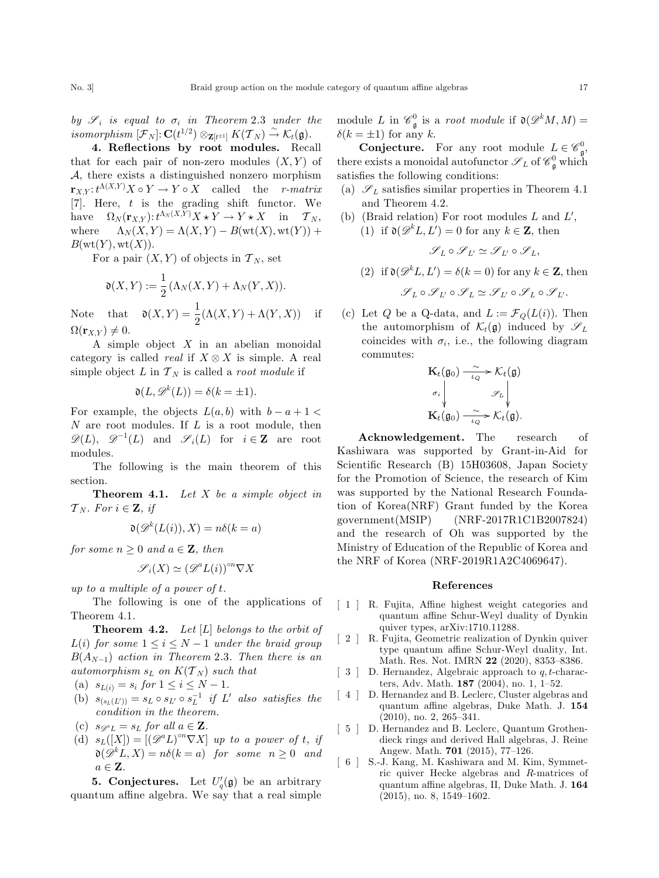*by $\mathscr{S}_i$ is equal to $\sigma_i$ in Theorem 2.3 under the isomorphism* $[\mathcal{F}_N]\colon \mathbf{C}(t^{1/2}) \otimes_{\mathbf{Z}[t^{\pm 1}]} K(\mathcal{T}_N) \xrightarrow{\sim} \mathcal{K}_t(\mathfrak{g})$.

**4. Reflections by root modules.** Recall that for each pair of non-zero modules $(X, Y)$ of $\mathcal{A}$, there exists a distinguished nonzero morphism $\mathbf{r}_{X,Y}\colon t^{\Lambda(X,Y)} X \circ Y \to Y \circ X$ called the *r-matrix* [7]. Here, $t$ is the grading shift functor. We have $\Omega_N(\mathbf{r}_{X,Y})\colon t^{\Lambda_N(X,Y)} X \star Y \to Y \star X$ in $\mathcal{T}_N$, where $\Lambda_N(X,Y) = \Lambda(X,Y) - B(\mathrm{wt}(X), \mathrm{wt}(Y)) + B(\mathrm{wt}(Y), \mathrm{wt}(X))$.

For a pair $(X, Y)$ of objects in $\mathcal{T}_N$, set

$$\mathfrak{d}(X,Y) := \frac{1}{2}(\Lambda_N(X,Y) + \Lambda_N(Y,X)).$$

Note that $\mathfrak{d}(X,Y) = \dfrac{1}{2}(\Lambda(X,Y) + \Lambda(Y,X))$ if $\Omega(\mathbf{r}_{X,Y}) \neq 0$.

A simple object $X$ in an abelian monoidal category is called *real* if $X \otimes X$ is simple. A real simple object $L$ in $\mathcal{T}_N$ is called a *root module* if

$$\mathfrak{d}(L, \mathscr{D}^k(L)) = \delta(k = \pm 1).$$

For example, the objects $L(a,b)$ with $b - a + 1 < N$ are root modules. If $L$ is a root module, then $\mathscr{D}(L)$, $\mathscr{D}^{-1}(L)$ and $\mathscr{S}_i(L)$ for $i \in \mathbf{Z}$ are root modules.

The following is the main theorem of this section.

**Theorem 4.1.** *Let $X$ be a simple object in $\mathcal{T}_N$. For $i \in \mathbf{Z}$, if*

$$\mathfrak{d}(\mathscr{D}^k(L(i)), X) = n\delta(k = a)$$

*for some $n \geq 0$ and $a \in \mathbf{Z}$, then*

$$\mathscr{S}_i(X) \simeq (\mathscr{D}^a L(i))^{\circ n} \nabla X$$

*up to a multiple of a power of $t$.*

The following is one of the applications of Theorem 4.1.

**Theorem 4.2.** *Let $[L]$ belongs to the orbit of $L(i)$ for some $1 \leq i \leq N-1$ under the braid group $B(A_{N-1})$ action in Theorem 2.3. Then there is an automorphism $s_L$ on $K(\mathcal{T}_N)$ such that*

(a) *$s_{L(i)} = s_i$ for $1 \leq i \leq N-1$.*
(b) *$s_{(s_L(L'))} = s_L \circ s_{L'} \circ s_L^{-1}$ if $L'$ also satisfies the condition in the theorem.*
(c) *$s_{\mathscr{D}^a L} = s_L$ for all $a \in \mathbf{Z}$.*
(d) *$s_L([X]) = [(\mathscr{D}^a L)^{\circ n} \nabla X]$ up to a power of $t$, if $\mathfrak{d}(\mathscr{D}^k L, X) = n\delta(k = a)$ for some $n \geq 0$ and $a \in \mathbf{Z}$.*

**5. Conjectures.** Let $U_q'(\mathfrak{g})$ be an arbitrary quantum affine algebra. We say that a real simple module $L$ in $\mathscr{C}_{\mathfrak{g}}^0$ is a *root module* if $\mathfrak{d}(\mathscr{D}^k M, M) = \delta(k = \pm 1)$ for any $k$.

**Conjecture.** For any root module $L \in \mathscr{C}_{\mathfrak{g}}^0$, there exists a monoidal autofunctor $\mathscr{S}_L$ of $\mathscr{C}_{\mathfrak{g}}^0$ which satisfies the following conditions:

(a) $\mathscr{S}_L$ satisfies similar properties in Theorem 4.1 and Theorem 4.2.
(b) (Braid relation) For root modules $L$ and $L'$,
  (1) if $\mathfrak{d}(\mathscr{D}^k L, L') = 0$ for any $k \in \mathbf{Z}$, then
  $$\mathscr{S}_L \circ \mathscr{S}_{L'} \simeq \mathscr{S}_{L'} \circ \mathscr{S}_L,$$
  (2) if $\mathfrak{d}(\mathscr{D}^k L, L') = \delta(k = 0)$ for any $k \in \mathbf{Z}$, then
  $$\mathscr{S}_L \circ \mathscr{S}_{L'} \circ \mathscr{S}_L \simeq \mathscr{S}_{L'} \circ \mathscr{S}_L \circ \mathscr{S}_{L'}.$$
(c) Let $Q$ be a Q-data, and $L := \mathcal{F}_Q(L(i))$. Then the automorphism of $\mathcal{K}_t(\mathfrak{g})$ induced by $\mathscr{S}_L$ coincides with $\sigma_i$, i.e., the following diagram commutes:

$$\begin{array}{ccc} \mathbf{K}_t(\mathfrak{g}_0) & \xrightarrow[\iota_Q]{\sim} & \mathcal{K}_t(\mathfrak{g}) \\ \Big\downarrow{\scriptstyle \sigma_i} & & \Big\downarrow{\scriptstyle \mathscr{S}_L} \\ \mathbf{K}_t(\mathfrak{g}_0) & \xrightarrow[\iota_Q]{\sim} & \mathcal{K}_t(\mathfrak{g}). \end{array}$$

**Acknowledgement.** The research of Kashiwara was supported by Grant-in-Aid for Scientific Research (B) 15H03608, Japan Society for the Promotion of Science, the research of Kim was supported by the National Research Foundation of Korea(NRF) Grant funded by the Korea government(MSIP) (NRF-2017R1C1B2007824) and the research of Oh was supported by the Ministry of Education of the Republic of Korea and the NRF of Korea (NRF-2019R1A2C4069647).

## References

[1] R. Fujita, Affine highest weight categories and quantum affine Schur-Weyl duality of Dynkin quiver types, arXiv:1710.11288.

[2] R. Fujita, Geometric realization of Dynkin quiver type quantum affine Schur-Weyl duality, Int. Math. Res. Not. IMRN **22** (2020), 8353–8386.

[3] D. Hernandez, Algebraic approach to $q,t$-characters, Adv. Math. **187** (2004), no. 1, 1–52.

[4] D. Hernandez and B. Leclerc, Cluster algebras and quantum affine algebras, Duke Math. J. **154** (2010), no. 2, 265–341.

[5] D. Hernandez and B. Leclerc, Quantum Grothendieck rings and derived Hall algebras, J. Reine Angew. Math. **701** (2015), 77–126.

[6] S.-J. Kang, M. Kashiwara and M. Kim, Symmetric quiver Hecke algebras and $R$-matrices of quantum affine algebras, II, Duke Math. J. **164** (2015), no. 8, 1549–1602.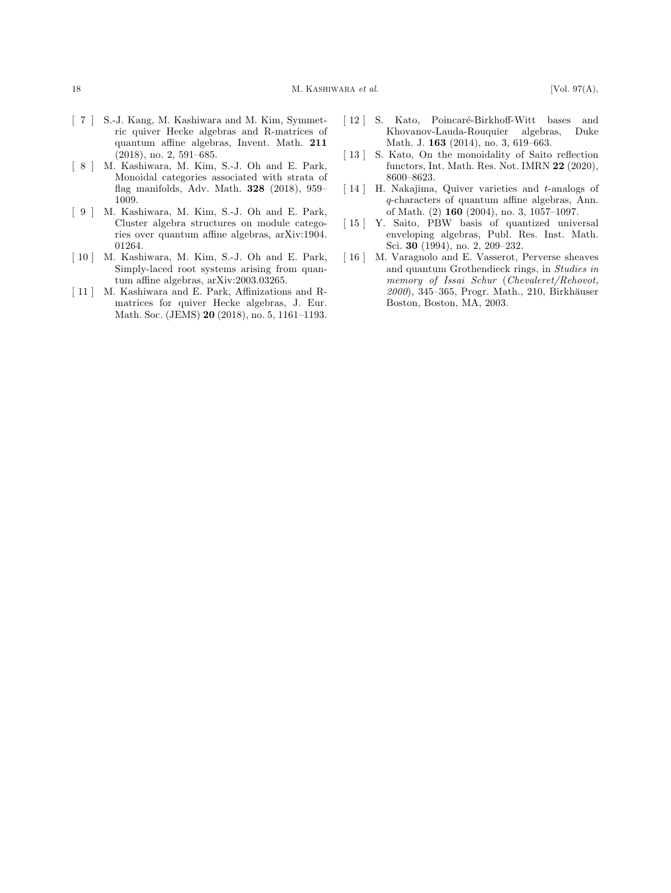[ 7 ] S.-J. Kang, M. Kashiwara and M. Kim, Symmetric quiver Hecke algebras and R-matrices of quantum affine algebras, Invent. Math. **211** (2018), no. 2, 591–685.

[ 8 ] M. Kashiwara, M. Kim, S.-J. Oh and E. Park, Monoidal categories associated with strata of flag manifolds, Adv. Math. **328** (2018), 959–1009.

[ 9 ] M. Kashiwara, M. Kim, S.-J. Oh and E. Park, Cluster algebra structures on module categories over quantum affine algebras, arXiv:1904.01264.

[ 10 ] M. Kashiwara, M. Kim, S.-J. Oh and E. Park, Simply-laced root systems arising from quantum affine algebras, arXiv:2003.03265.

[ 11 ] M. Kashiwara and E. Park, Affinizations and R-matrices for quiver Hecke algebras, J. Eur. Math. Soc. (JEMS) **20** (2018), no. 5, 1161–1193.

[ 12 ] S. Kato, Poincaré-Birkhoff-Witt bases and Khovanov-Lauda-Rouquier algebras, Duke Math. J. **163** (2014), no. 3, 619–663.

[ 13 ] S. Kato, On the monoidality of Saito reflection functors, Int. Math. Res. Not. IMRN **22** (2020), 8600–8623.

[ 14 ] H. Nakajima, Quiver varieties and $t$-analogs of $q$-characters of quantum affine algebras, Ann. of Math. (2) **160** (2004), no. 3, 1057–1097.

[ 15 ] Y. Saito, PBW basis of quantized universal enveloping algebras, Publ. Res. Inst. Math. Sci. **30** (1994), no. 2, 209–232.

[ 16 ] M. Varagnolo and E. Vasserot, Perverse sheaves and quantum Grothendieck rings, in *Studies in memory of Issai Schur* (*Chevaleret/Rehovot, 2000*), 345–365, Progr. Math., 210, Birkhäuser Boston, Boston, MA, 2003.